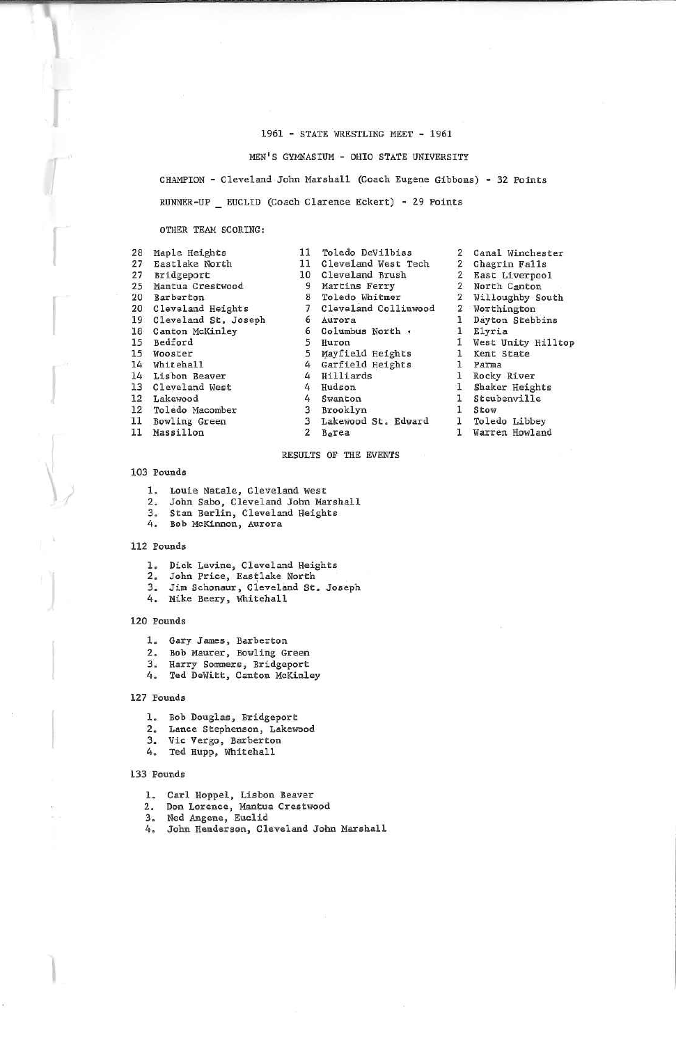# 1961 - STATE WRESTLING MEET - 1961

## MEN'S GYMNASIUM - OHIO STATE UNIVERSITY

CHAMPION - Cleveland John Marshall (Coach Eugene Gibbons) - 32 Points

RUNNER-UP _ EUCLID (Coach Clarence Eckert) - 29 Points

OTHER TEAM SCORING:

| Points | Team | Points | Team | Points | Team |
|---|---|---|---|---|---|
| 28 | Maple Heights | 11 | Toledo DeVilbiss | 2 | Canal Winchester |
| 27 | Eastlake North | 11 | Cleveland West Tech | 2 | Chagrin Falls |
| 27 | Bridgeport | 10 | Cleveland Brush | 2 | East Liverpool |
| 25 | Mantua Crestwood | 9 | Martins Ferry | 2 | North Canton |
| 20 | Barberton | 8 | Toledo Whitmer | 2 | Willoughby South |
| 20 | Cleveland Heights | 7 | Cleveland Collinwood | 2 | Worthington |
| 19 | Cleveland St. Joseph | 6 | Aurora | 1 | Dayton Stebbins |
| 18 | Canton McKinley | 6 | Columbus North | 1 | Elyria |
| 15 | Bedford | 5 | Huron | 1 | West Unity Hilltop |
| 15 | Wooster | 5 | Mayfield Heights | 1 | Kent State |
| 14 | Whitehall | 4 | Garfield Heights | 1 | Parma |
| 14 | Lisbon Beaver | 4 | Hilliards | 1 | Rocky River |
| 13 | Cleveland West | 4 | Hudson | 1 | Shaker Heights |
| 12 | Lakewood | 4 | Swanton | 1 | Steubenville |
| 12 | Toledo Macomber | 3 | Brooklyn | 1 | Stow |
| 11 | Bowling Green | 3 | Lakewood St. Edward | 1 | Toledo Libbey |
| 11 | Massillon | 2 | Berea | 1 | Warren Howland |

## RESULTS OF THE EVENTS

### 103 Pounds

1. Louie Natale, Cleveland West
2. John Sabo, Cleveland John Marshall
3. Stan Berlin, Cleveland Heights
4. Bob McKinnon, Aurora

### 112 Pounds

1. Dick Lavine, Cleveland Heights
2. John Price, Eastlake North
3. Jim Schonaur, Cleveland St. Joseph
4. Mike Beery, Whitehall

### 120 Pounds

1. Gary James, Barberton
2. Bob Maurer, Bowling Green
3. Harry Sommers, Bridgeport
4. Ted DeWitt, Canton McKinley

### 127 Pounds

1. Bob Douglas, Bridgeport
2. Lance Stephenson, Lakewood
3. Vic Vergo, Barberton
4. Ted Hupp, Whitehall

### 133 Pounds

1. Carl Hoppel, Lisbon Beaver
2. Don Lorence, Mantua Crestwood
3. Ned Angene, Euclid
4. John Henderson, Cleveland John Marshall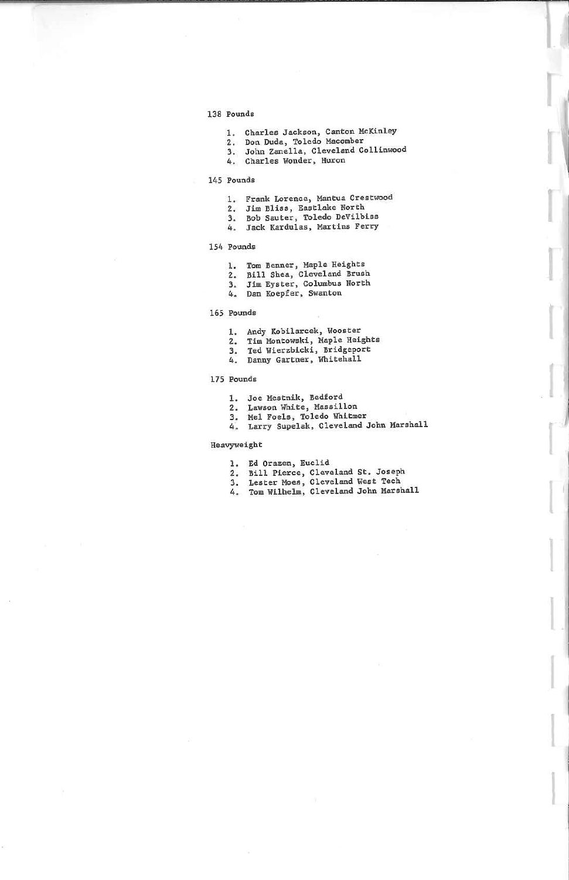138 Pounds

1. Charles Jackson, Canton McKinley
2. Don Duda, Toledo Macomber
3. John Zanella, Cleveland Collinwood
4. Charles Wonder, Huron

145 Pounds

1. Frank Lorence, Mantua Crestwood
2. Jim Bliss, Eastlake North
3. Bob Sauter, Toledo DeVilbiss
4. Jack Kardulas, Martins Ferry

154 Pounds

1. Tom Benner, Maple Heights
2. Bill Shea, Cleveland Brush
3. Jim Eyster, Columbus North
4. Dan Koepfer, Swanton

165 Pounds

1. Andy Kobilarcek, Wooster
2. Tim Montowski, Maple Heights
3. Ted Wierzbicki, Bridgeport
4. Danny Gartner, Whitehall

175 Pounds

1. Joe Mestnik, Bedford
2. Lawson White, Massillon
3. Mel Foels, Toledo Whitmer
4. Larry Supelak, Cleveland John Marshall

Heavyweight

1. Ed Orazen, Euclid
2. Bill Pierce, Cleveland St. Joseph
3. Lester Moes, Cleveland West Tech
4. Tom Wilhelm, Cleveland John Marshall